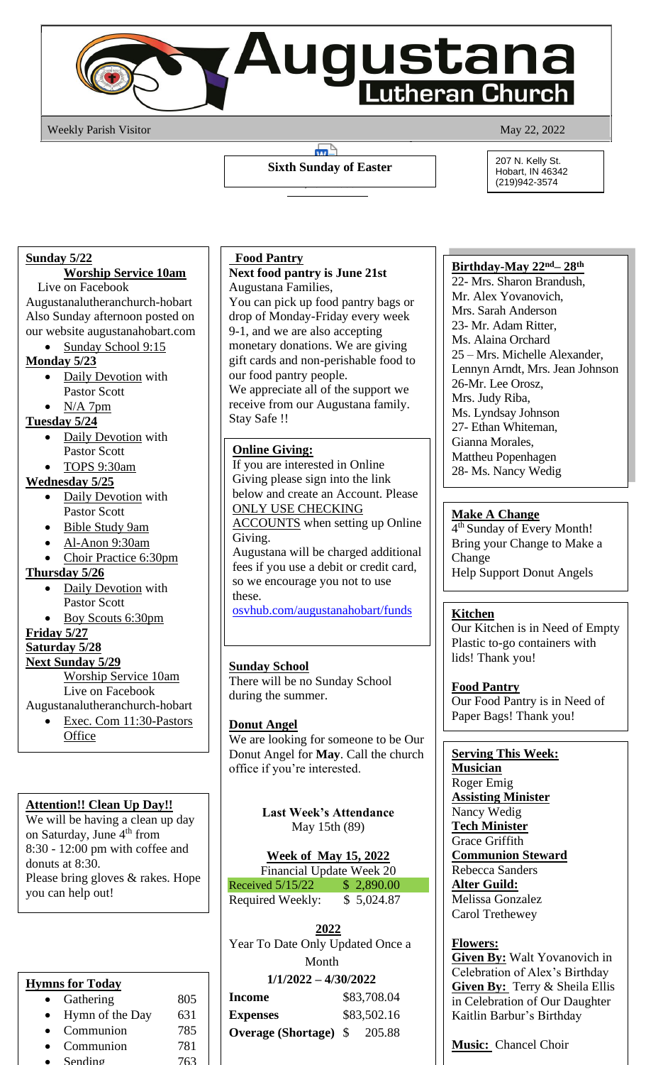# Augustana Lutheran Church

Weekly Parish Visitor

May 22, 2022

**Sixth Sunday of Easter**

207 N. Kelly St.
Hobart, IN 46342
(219)942-3574

**Sunday 5/22**

**Worship Service 10am**
Live on Facebook
Augustanalutheranchurch-hobart
Also Sunday afternoon posted on our website augustanahobart.com

- Sunday School 9:15

**Monday 5/23**

- Daily Devotion with Pastor Scott
- N/A 7pm

**Tuesday 5/24**

- Daily Devotion with Pastor Scott
- TOPS 9:30am

**Wednesday 5/25**

- Daily Devotion with Pastor Scott
- Bible Study 9am
- Al-Anon 9:30am
- Choir Practice 6:30pm

**Thursday 5/26**

- Daily Devotion with Pastor Scott
- Boy Scouts 6:30pm

**Friday 5/27**

**Saturday 5/28**

**Next Sunday 5/29**

Worship Service 10am
Live on Facebook
Augustanalutheranchurch-hobart

- Exec. Com 11:30-Pastors Office

**Attention!! Clean Up Day!!**

We will be having a clean up day on Saturday, June 4th from 8:30 - 12:00 pm with coffee and donuts at 8:30.
Please bring gloves & rakes. Hope you can help out!

**Hymns for Today**

| | |
|---|---|
| Gathering | 805 |
| Hymn of the Day | 631 |
| Communion | 785 |
| Communion | 781 |
| Sending | 763 |

**Food Pantry**

**Next food pantry is June 21st**

Augustana Families,
You can pick up food pantry bags or drop of Monday-Friday every week 9-1, and we are also accepting monetary donations. We are giving gift cards and non-perishable food to our food pantry people.
We appreciate all of the support we receive from our Augustana family.
Stay Safe !!

**Online Giving:**

If you are interested in Online Giving please sign into the link below and create an Account. Please ONLY USE CHECKING ACCOUNTS when setting up Online Giving.
Augustana will be charged additional fees if you use a debit or credit card, so we encourage you not to use these.
osvhub.com/augustanahobart/funds

**Sunday School**

There will be no Sunday School during the summer.

**Donut Angel**

We are looking for someone to be Our Donut Angel for **May**. Call the church office if you're interested.

**Last Week's Attendance**
May 15th (89)

**Week of May 15, 2022**
Financial Update Week 20

| | |
|---|---|
| Received 5/15/22 | $ 2,890.00 |
| Required Weekly: | $ 5,024.87 |

**2022**
Year To Date Only Updated Once a Month
**1/1/2022 – 4/30/2022**

| | |
|---|---|
| **Income** | $83,708.04 |
| **Expenses** | $83,502.16 |
| **Overage (Shortage)** | $ 205.88 |

**Birthday-May 22nd – 28th**

22- Mrs. Sharon Brandush,
Mr. Alex Yovanovich,
Mrs. Sarah Anderson
23- Mr. Adam Ritter,
Ms. Alaina Orchard
25 – Mrs. Michelle Alexander,
Lennyn Arndt, Mrs. Jean Johnson
26-Mr. Lee Orosz,
Mrs. Judy Riba,
Ms. Lyndsay Johnson
27- Ethan Whiteman,
Gianna Morales,
Mattheu Popenhagen
28- Ms. Nancy Wedig

**Make A Change**

4th Sunday of Every Month!
Bring your Change to Make a Change
Help Support Donut Angels

**Kitchen**

Our Kitchen is in Need of Empty Plastic to-go containers with lids! Thank you!

**Food Pantry**

Our Food Pantry is in Need of Paper Bags! Thank you!

**Serving This Week:**

**Musician**
Roger Emig
**Assisting Minister**
Nancy Wedig
**Tech Minister**
Grace Griffith
**Communion Steward**
Rebecca Sanders
**Alter Guild:**
Melissa Gonzalez
Carol Trethewey

**Flowers:**

**Given By:** Walt Yovanovich in Celebration of Alex's Birthday
**Given By:** Terry & Sheila Ellis in Celebration of Our Daughter Kaitlin Barbur's Birthday

**Music:** Chancel Choir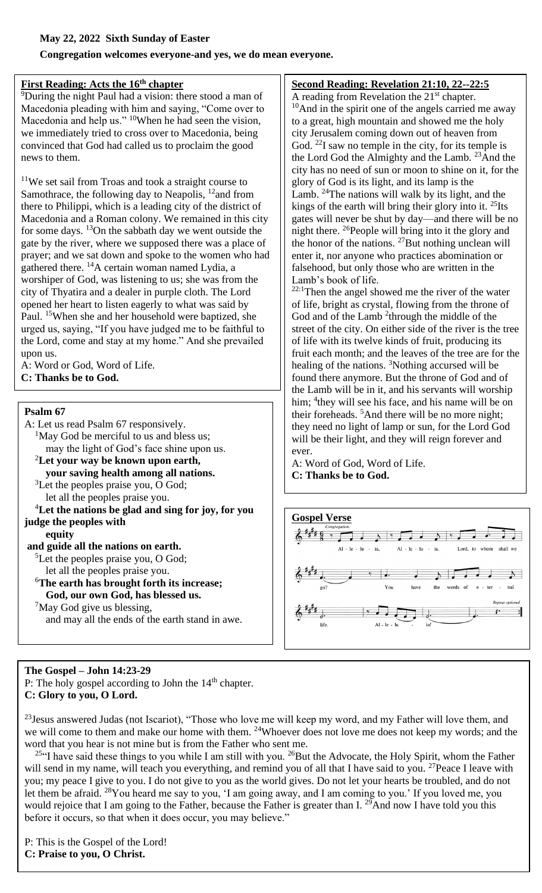**May 22, 2022 Sixth Sunday of Easter**

**Congregation welcomes everyone-and yes, we do mean everyone.**

**First Reading: Acts the 16th chapter**

[9]During the night Paul had a vision: there stood a man of Macedonia pleading with him and saying, "Come over to Macedonia and help us." [10]When he had seen the vision, we immediately tried to cross over to Macedonia, being convinced that God had called us to proclaim the good news to them.

[11]We set sail from Troas and took a straight course to Samothrace, the following day to Neapolis, [12]and from there to Philippi, which is a leading city of the district of Macedonia and a Roman colony. We remained in this city for some days. [13]On the sabbath day we went outside the gate by the river, where we supposed there was a place of prayer; and we sat down and spoke to the women who had gathered there. [14]A certain woman named Lydia, a worshiper of God, was listening to us; she was from the city of Thyatira and a dealer in purple cloth. The Lord opened her heart to listen eagerly to what was said by Paul. [15]When she and her household were baptized, she urged us, saying, "If you have judged me to be faithful to the Lord, come and stay at my home." And she prevailed upon us.

A: Word or God, Word of Life.
**C: Thanks be to God.**

**Psalm 67**

A: Let us read Psalm 67 responsively.

[1]May God be merciful to us and bless us;
may the light of God's face shine upon us.

[2]**Let your way be known upon earth,
your saving health among all nations.**

[3]Let the peoples praise you, O God;
let all the peoples praise you.

[4]**Let the nations be glad and sing for joy, for you judge the peoples with equity
and guide all the nations on earth.**

[5]Let the peoples praise you, O God;
let all the peoples praise you.

[6]**The earth has brought forth its increase;
God, our own God, has blessed us.**

[7]May God give us blessing,
and may all the ends of the earth stand in awe.

**Second Reading: Revelation 21:10, 22--22:5**

A reading from Revelation the 21st chapter.

[10]And in the spirit one of the angels carried me away to a great, high mountain and showed me the holy city Jerusalem coming down out of heaven from God. [22]I saw no temple in the city, for its temple is the Lord God the Almighty and the Lamb. [23]And the city has no need of sun or moon to shine on it, for the glory of God is its light, and its lamp is the Lamb. [24]The nations will walk by its light, and the kings of the earth will bring their glory into it. [25]Its gates will never be shut by day—and there will be no night there. [26]People will bring into it the glory and the honor of the nations. [27]But nothing unclean will enter it, nor anyone who practices abomination or falsehood, but only those who are written in the Lamb's book of life.

[22:1]Then the angel showed me the river of the water of life, bright as crystal, flowing from the throne of God and of the Lamb [2]through the middle of the street of the city. On either side of the river is the tree of life with its twelve kinds of fruit, producing its fruit each month; and the leaves of the tree are for the healing of the nations. [3]Nothing accursed will be found there anymore. But the throne of God and of the Lamb will be in it, and his servants will worship him; [4]they will see his face, and his name will be on their foreheads. [5]And there will be no more night; they need no light of lamp or sun, for the Lord God will be their light, and they will reign forever and ever.

A: Word of God, Word of Life.
**C: Thanks be to God.**

**Gospel Verse**

Congregation: Al - le - lu - ia, Al - le - lu - ia. Lord, to whom shall we go? You have the words of e - ter - nal life. Al - le - lu - ia! Repeat optional

**The Gospel – John 14:23-29**

P: The holy gospel according to John the 14th chapter.
**C: Glory to you, O Lord.**

[23]Jesus answered Judas (not Iscariot), "Those who love me will keep my word, and my Father will love them, and we will come to them and make our home with them. [24]Whoever does not love me does not keep my words; and the word that you hear is not mine but is from the Father who sent me.

[25]"I have said these things to you while I am still with you. [26]But the Advocate, the Holy Spirit, whom the Father will send in my name, will teach you everything, and remind you of all that I have said to you. [27]Peace I leave with you; my peace I give to you. I do not give to you as the world gives. Do not let your hearts be troubled, and do not let them be afraid. [28]You heard me say to you, 'I am going away, and I am coming to you.' If you loved me, you would rejoice that I am going to the Father, because the Father is greater than I. [29]And now I have told you this before it occurs, so that when it does occur, you may believe."

P: This is the Gospel of the Lord!
**C: Praise to you, O Christ.**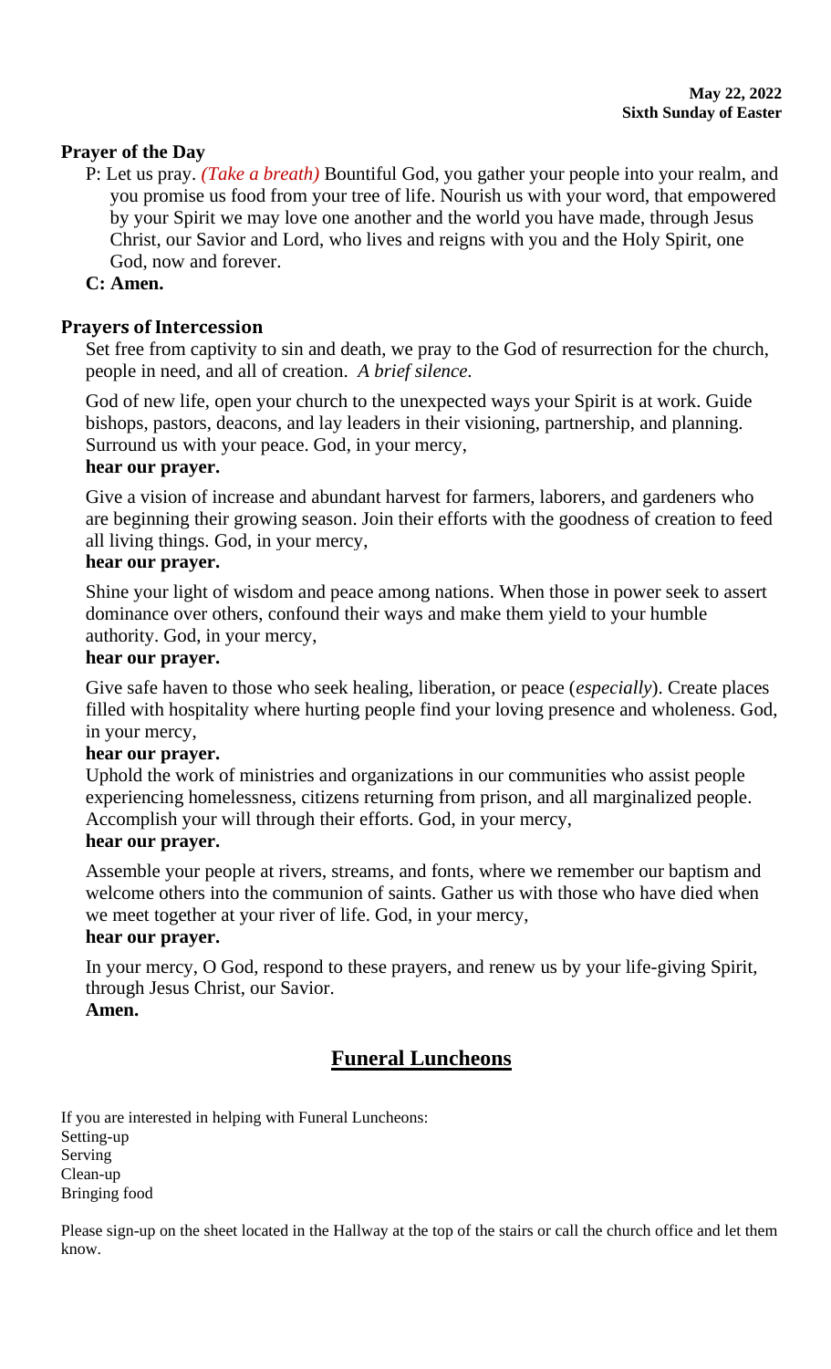**May 22, 2022**
**Sixth Sunday of Easter**

### Prayer of the Day

P: Let us pray. *(Take a breath)* Bountiful God, you gather your people into your realm, and you promise us food from your tree of life. Nourish us with your word, that empowered by your Spirit we may love one another and the world you have made, through Jesus Christ, our Savior and Lord, who lives and reigns with you and the Holy Spirit, one God, now and forever.

**C: Amen.**

### Prayers of Intercession

Set free from captivity to sin and death, we pray to the God of resurrection for the church, people in need, and all of creation. *A brief silence.*

God of new life, open your church to the unexpected ways your Spirit is at work. Guide bishops, pastors, deacons, and lay leaders in their visioning, partnership, and planning. Surround us with your peace. God, in your mercy,
**hear our prayer.**

Give a vision of increase and abundant harvest for farmers, laborers, and gardeners who are beginning their growing season. Join their efforts with the goodness of creation to feed all living things. God, in your mercy,
**hear our prayer.**

Shine your light of wisdom and peace among nations. When those in power seek to assert dominance over others, confound their ways and make them yield to your humble authority. God, in your mercy,
**hear our prayer.**

Give safe haven to those who seek healing, liberation, or peace (*especially*). Create places filled with hospitality where hurting people find your loving presence and wholeness. God, in your mercy,
**hear our prayer.**

Uphold the work of ministries and organizations in our communities who assist people experiencing homelessness, citizens returning from prison, and all marginalized people. Accomplish your will through their efforts. God, in your mercy,
**hear our prayer.**

Assemble your people at rivers, streams, and fonts, where we remember our baptism and welcome others into the communion of saints. Gather us with those who have died when we meet together at your river of life. God, in your mercy,
**hear our prayer.**

In your mercy, O God, respond to these prayers, and renew us by your life-giving Spirit, through Jesus Christ, our Savior.
**Amen.**

## Funeral Luncheons

If you are interested in helping with Funeral Luncheons:
Setting-up
Serving
Clean-up
Bringing food

Please sign-up on the sheet located in the Hallway at the top of the stairs or call the church office and let them know.